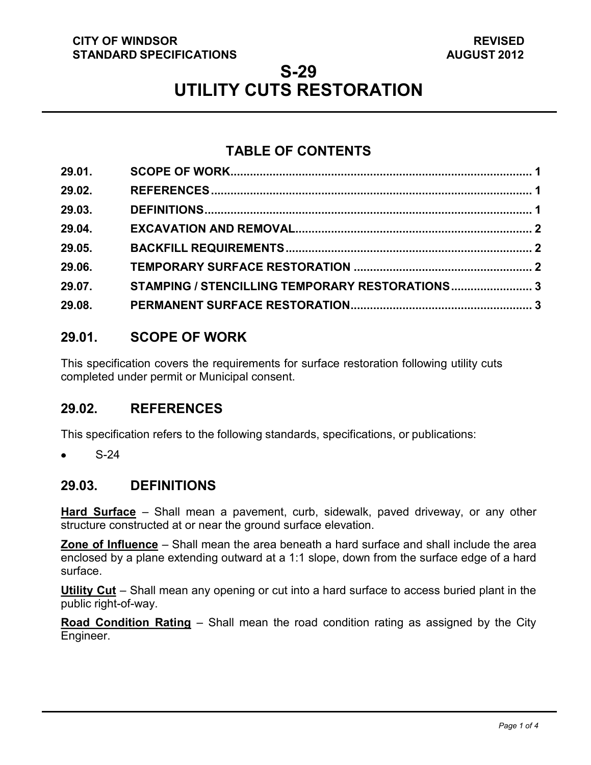**CITY OF WINDSOR**
**STANDARD SPECIFICATIONS**

**REVISED**
**AUGUST 2012**

# S-29
# UTILITY CUTS RESTORATION

## TABLE OF CONTENTS

| | | |
|---|---|---|
| 29.01. | SCOPE OF WORK | 1 |
| 29.02. | REFERENCES | 1 |
| 29.03. | DEFINITIONS | 1 |
| 29.04. | EXCAVATION AND REMOVAL | 2 |
| 29.05. | BACKFILL REQUIREMENTS | 2 |
| 29.06. | TEMPORARY SURFACE RESTORATION | 2 |
| 29.07. | STAMPING / STENCILLING TEMPORARY RESTORATIONS | 3 |
| 29.08. | PERMANENT SURFACE RESTORATION | 3 |

## 29.01. SCOPE OF WORK

This specification covers the requirements for surface restoration following utility cuts completed under permit or Municipal consent.

## 29.02. REFERENCES

This specification refers to the following standards, specifications, or publications:

- S-24

## 29.03. DEFINITIONS

**Hard Surface** – Shall mean a pavement, curb, sidewalk, paved driveway, or any other structure constructed at or near the ground surface elevation.

**Zone of Influence** – Shall mean the area beneath a hard surface and shall include the area enclosed by a plane extending outward at a 1:1 slope, down from the surface edge of a hard surface.

**Utility Cut** – Shall mean any opening or cut into a hard surface to access buried plant in the public right-of-way.

**Road Condition Rating** – Shall mean the road condition rating as assigned by the City Engineer.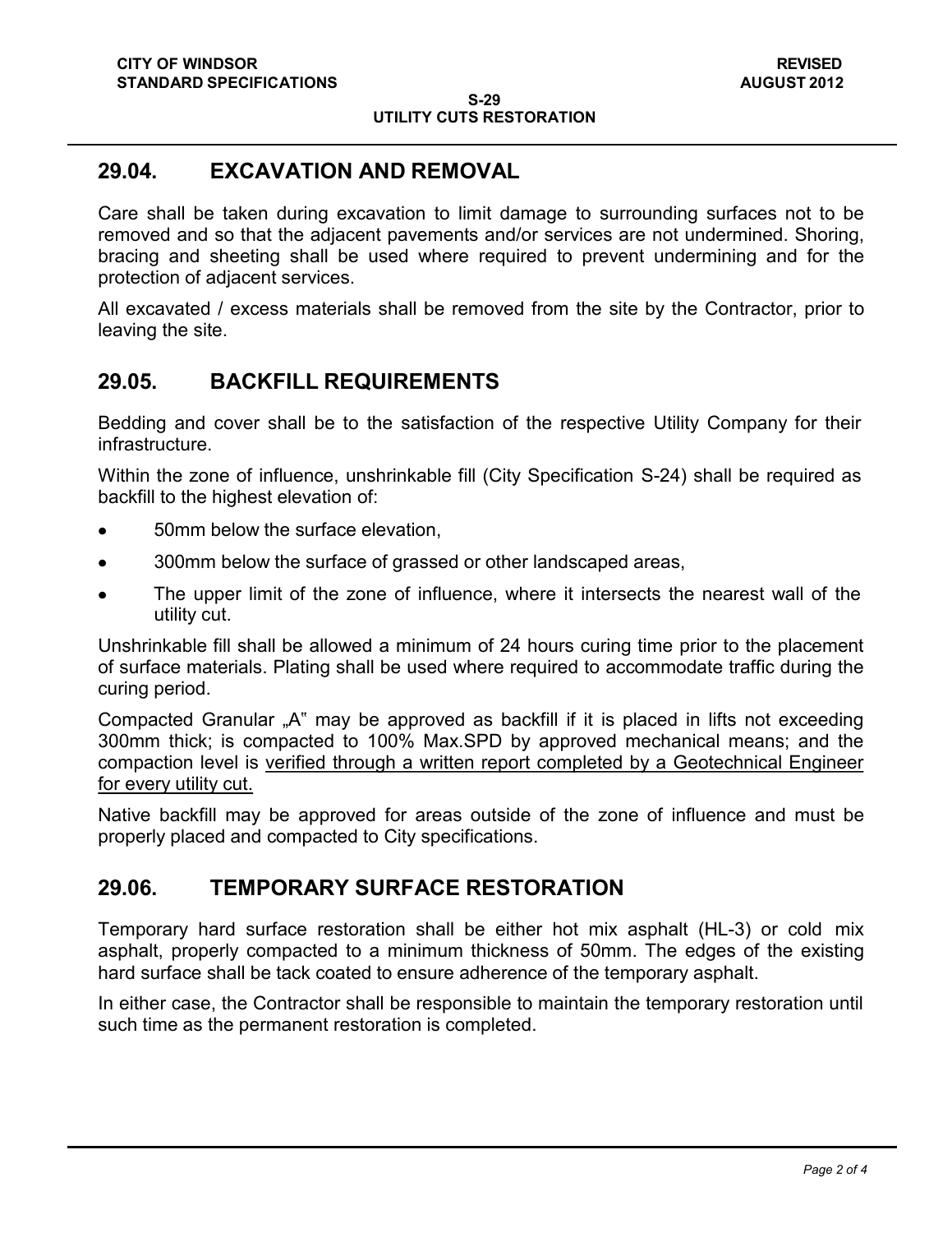## 29.04. EXCAVATION AND REMOVAL

Care shall be taken during excavation to limit damage to surrounding surfaces not to be removed and so that the adjacent pavements and/or services are not undermined. Shoring, bracing and sheeting shall be used where required to prevent undermining and for the protection of adjacent services.

All excavated / excess materials shall be removed from the site by the Contractor, prior to leaving the site.

## 29.05. BACKFILL REQUIREMENTS

Bedding and cover shall be to the satisfaction of the respective Utility Company for their infrastructure.

Within the zone of influence, unshrinkable fill (City Specification S-24) shall be required as backfill to the highest elevation of:

- 50mm below the surface elevation,
- 300mm below the surface of grassed or other landscaped areas,
- The upper limit of the zone of influence, where it intersects the nearest wall of the utility cut.

Unshrinkable fill shall be allowed a minimum of 24 hours curing time prior to the placement of surface materials. Plating shall be used where required to accommodate traffic during the curing period.

Compacted Granular „A" may be approved as backfill if it is placed in lifts not exceeding 300mm thick; is compacted to 100% Max.SPD by approved mechanical means; and the compaction level is <u>verified through a written report completed by a Geotechnical Engineer for every utility cut.</u>

Native backfill may be approved for areas outside of the zone of influence and must be properly placed and compacted to City specifications.

## 29.06. TEMPORARY SURFACE RESTORATION

Temporary hard surface restoration shall be either hot mix asphalt (HL-3) or cold mix asphalt, properly compacted to a minimum thickness of 50mm. The edges of the existing hard surface shall be tack coated to ensure adherence of the temporary asphalt.

In either case, the Contractor shall be responsible to maintain the temporary restoration until such time as the permanent restoration is completed.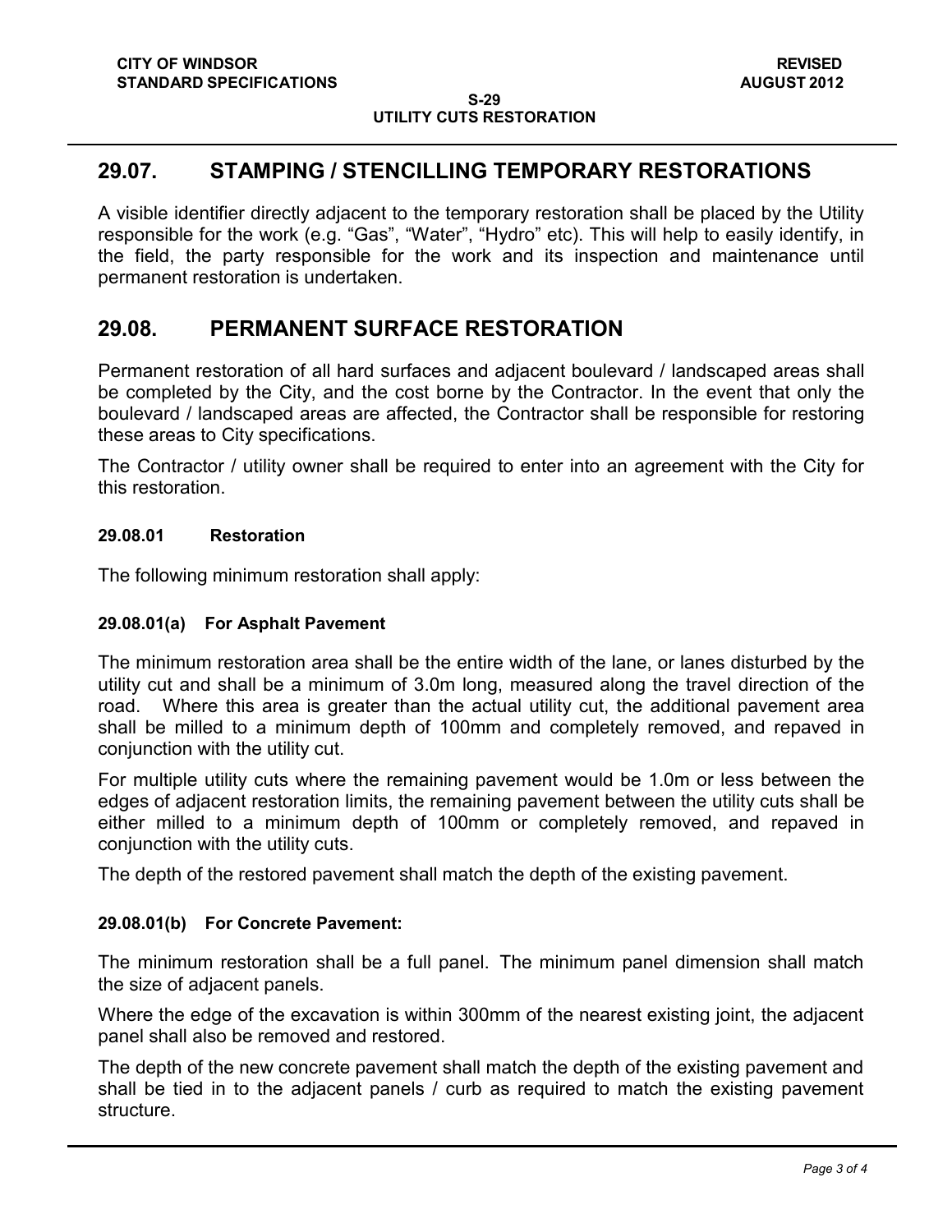## 29.07. STAMPING / STENCILLING TEMPORARY RESTORATIONS

A visible identifier directly adjacent to the temporary restoration shall be placed by the Utility responsible for the work (e.g. “Gas”, “Water”, “Hydro” etc). This will help to easily identify, in the field, the party responsible for the work and its inspection and maintenance until permanent restoration is undertaken.

## 29.08. PERMANENT SURFACE RESTORATION

Permanent restoration of all hard surfaces and adjacent boulevard / landscaped areas shall be completed by the City, and the cost borne by the Contractor. In the event that only the boulevard / landscaped areas are affected, the Contractor shall be responsible for restoring these areas to City specifications.

The Contractor / utility owner shall be required to enter into an agreement with the City for this restoration.

#### 29.08.01 Restoration

The following minimum restoration shall apply:

#### 29.08.01(a) For Asphalt Pavement

The minimum restoration area shall be the entire width of the lane, or lanes disturbed by the utility cut and shall be a minimum of 3.0m long, measured along the travel direction of the road. Where this area is greater than the actual utility cut, the additional pavement area shall be milled to a minimum depth of 100mm and completely removed, and repaved in conjunction with the utility cut.

For multiple utility cuts where the remaining pavement would be 1.0m or less between the edges of adjacent restoration limits, the remaining pavement between the utility cuts shall be either milled to a minimum depth of 100mm or completely removed, and repaved in conjunction with the utility cuts.

The depth of the restored pavement shall match the depth of the existing pavement.

#### 29.08.01(b) For Concrete Pavement:

The minimum restoration shall be a full panel. The minimum panel dimension shall match the size of adjacent panels.

Where the edge of the excavation is within 300mm of the nearest existing joint, the adjacent panel shall also be removed and restored.

The depth of the new concrete pavement shall match the depth of the existing pavement and shall be tied in to the adjacent panels / curb as required to match the existing pavement structure.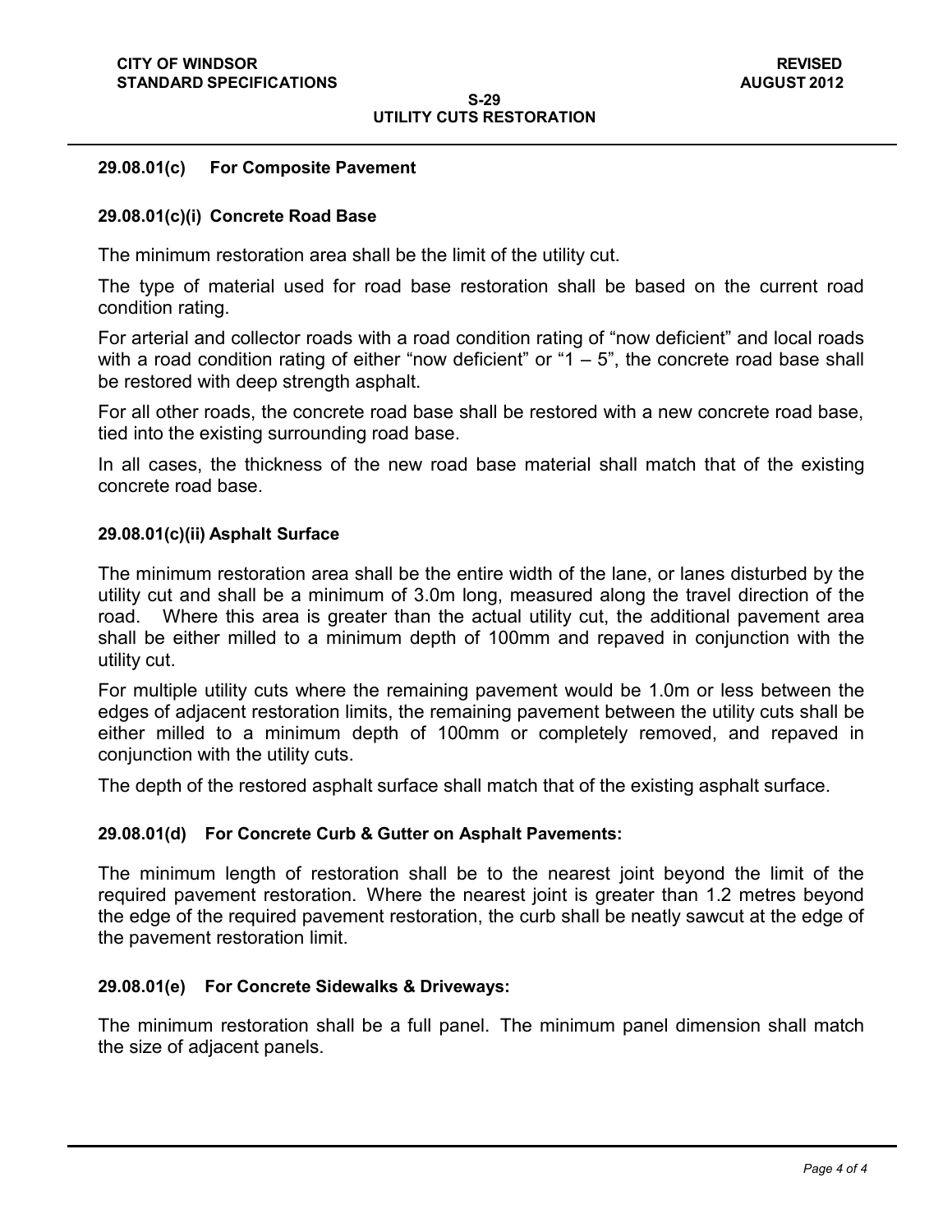#### 29.08.01(c) For Composite Pavement

#### 29.08.01(c)(i) Concrete Road Base

The minimum restoration area shall be the limit of the utility cut.

The type of material used for road base restoration shall be based on the current road condition rating.

For arterial and collector roads with a road condition rating of "now deficient" and local roads with a road condition rating of either "now deficient" or "1 – 5", the concrete road base shall be restored with deep strength asphalt.

For all other roads, the concrete road base shall be restored with a new concrete road base, tied into the existing surrounding road base.

In all cases, the thickness of the new road base material shall match that of the existing concrete road base.

#### 29.08.01(c)(ii) Asphalt Surface

The minimum restoration area shall be the entire width of the lane, or lanes disturbed by the utility cut and shall be a minimum of 3.0m long, measured along the travel direction of the road. Where this area is greater than the actual utility cut, the additional pavement area shall be either milled to a minimum depth of 100mm and repaved in conjunction with the utility cut.

For multiple utility cuts where the remaining pavement would be 1.0m or less between the edges of adjacent restoration limits, the remaining pavement between the utility cuts shall be either milled to a minimum depth of 100mm or completely removed, and repaved in conjunction with the utility cuts.

The depth of the restored asphalt surface shall match that of the existing asphalt surface.

#### 29.08.01(d) For Concrete Curb & Gutter on Asphalt Pavements:

The minimum length of restoration shall be to the nearest joint beyond the limit of the required pavement restoration. Where the nearest joint is greater than 1.2 metres beyond the edge of the required pavement restoration, the curb shall be neatly sawcut at the edge of the pavement restoration limit.

#### 29.08.01(e) For Concrete Sidewalks & Driveways:

The minimum restoration shall be a full panel. The minimum panel dimension shall match the size of adjacent panels.